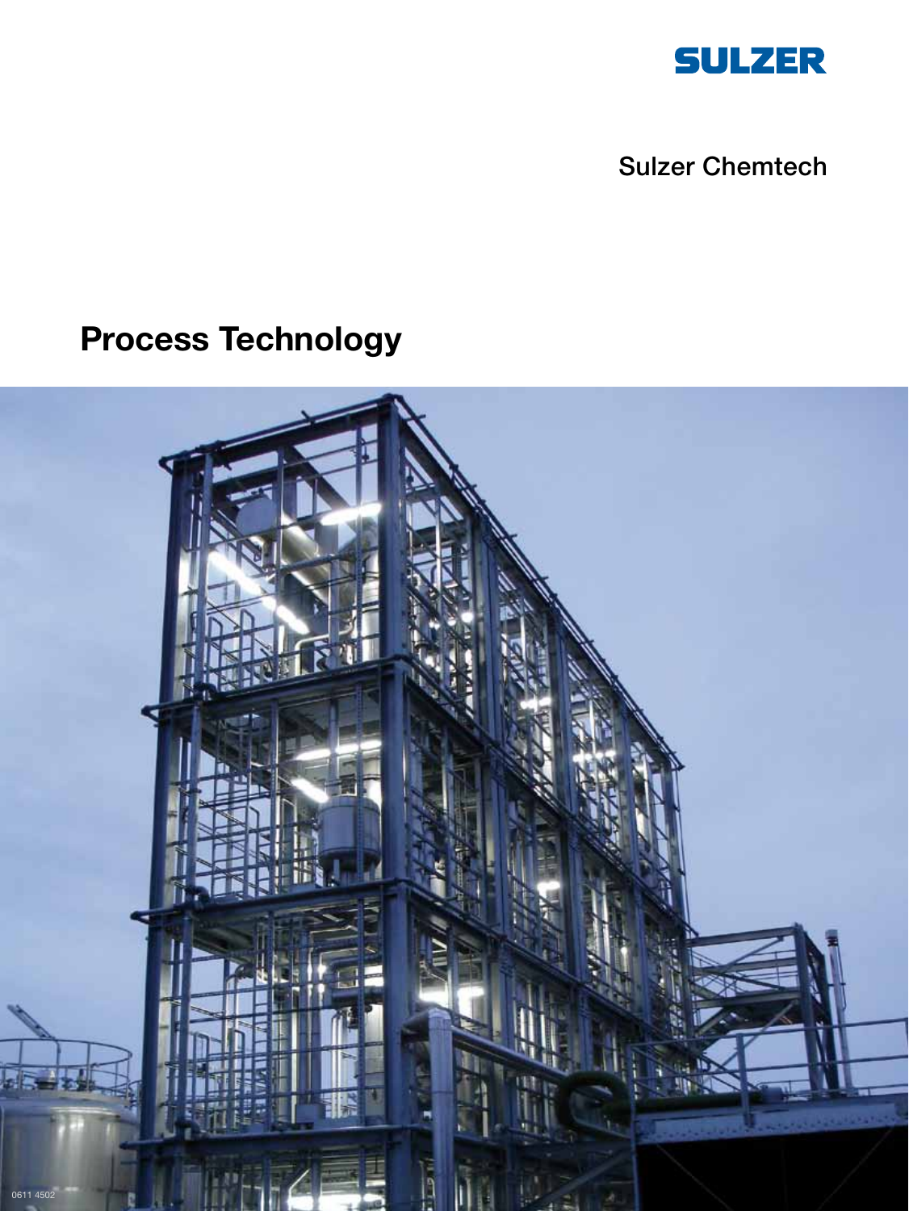SULZER

Sulzer Chemtech

# Process Technology

0611 4502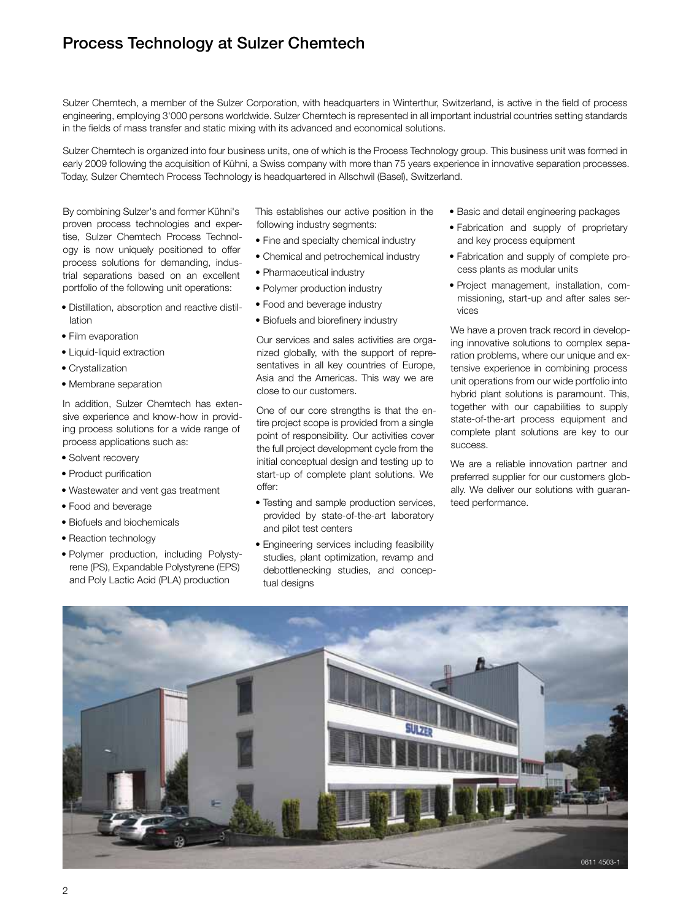# Process Technology at Sulzer Chemtech

Sulzer Chemtech, a member of the Sulzer Corporation, with headquarters in Winterthur, Switzerland, is active in the field of process engineering, employing 3'000 persons worldwide. Sulzer Chemtech is represented in all important industrial countries setting standards in the fields of mass transfer and static mixing with its advanced and economical solutions.

Sulzer Chemtech is organized into four business units, one of which is the Process Technology group. This business unit was formed in early 2009 following the acquisition of Kühni, a Swiss company with more than 75 years experience in innovative separation processes. Today, Sulzer Chemtech Process Technology is headquartered in Allschwil (Basel), Switzerland.

By combining Sulzer's and former Kühni's proven process technologies and expertise, Sulzer Chemtech Process Technology is now uniquely positioned to offer process solutions for demanding, industrial separations based on an excellent portfolio of the following unit operations:

- Distillation, absorption and reactive distillation
- Film evaporation
- Liquid-liquid extraction
- Crystallization
- Membrane separation

In addition, Sulzer Chemtech has extensive experience and know-how in providing process solutions for a wide range of process applications such as:

- Solvent recovery
- Product purification
- Wastewater and vent gas treatment
- Food and beverage
- Biofuels and biochemicals
- Reaction technology
- Polymer production, including Polystyrene (PS), Expandable Polystyrene (EPS) and Poly Lactic Acid (PLA) production

This establishes our active position in the following industry segments:

- Fine and specialty chemical industry
- Chemical and petrochemical industry
- Pharmaceutical industry
- Polymer production industry
- Food and beverage industry
- Biofuels and biorefinery industry

Our services and sales activities are organized globally, with the support of representatives in all key countries of Europe, Asia and the Americas. This way we are close to our customers.

One of our core strengths is that the entire project scope is provided from a single point of responsibility. Our activities cover the full project development cycle from the initial conceptual design and testing up to start-up of complete plant solutions. We offer:

- Testing and sample production services, provided by state-of-the-art laboratory and pilot test centers
- Engineering services including feasibility studies, plant optimization, revamp and debottlenecking studies, and conceptual designs
- Basic and detail engineering packages
- Fabrication and supply of proprietary and key process equipment
- Fabrication and supply of complete process plants as modular units
- Project management, installation, commissioning, start-up and after sales services

We have a proven track record in developing innovative solutions to complex separation problems, where our unique and extensive experience in combining process unit operations from our wide portfolio into hybrid plant solutions is paramount. This, together with our capabilities to supply state-of-the-art process equipment and complete plant solutions are key to our success.

We are a reliable innovation partner and preferred supplier for our customers globally. We deliver our solutions with guaranteed performance.

0611 4503-1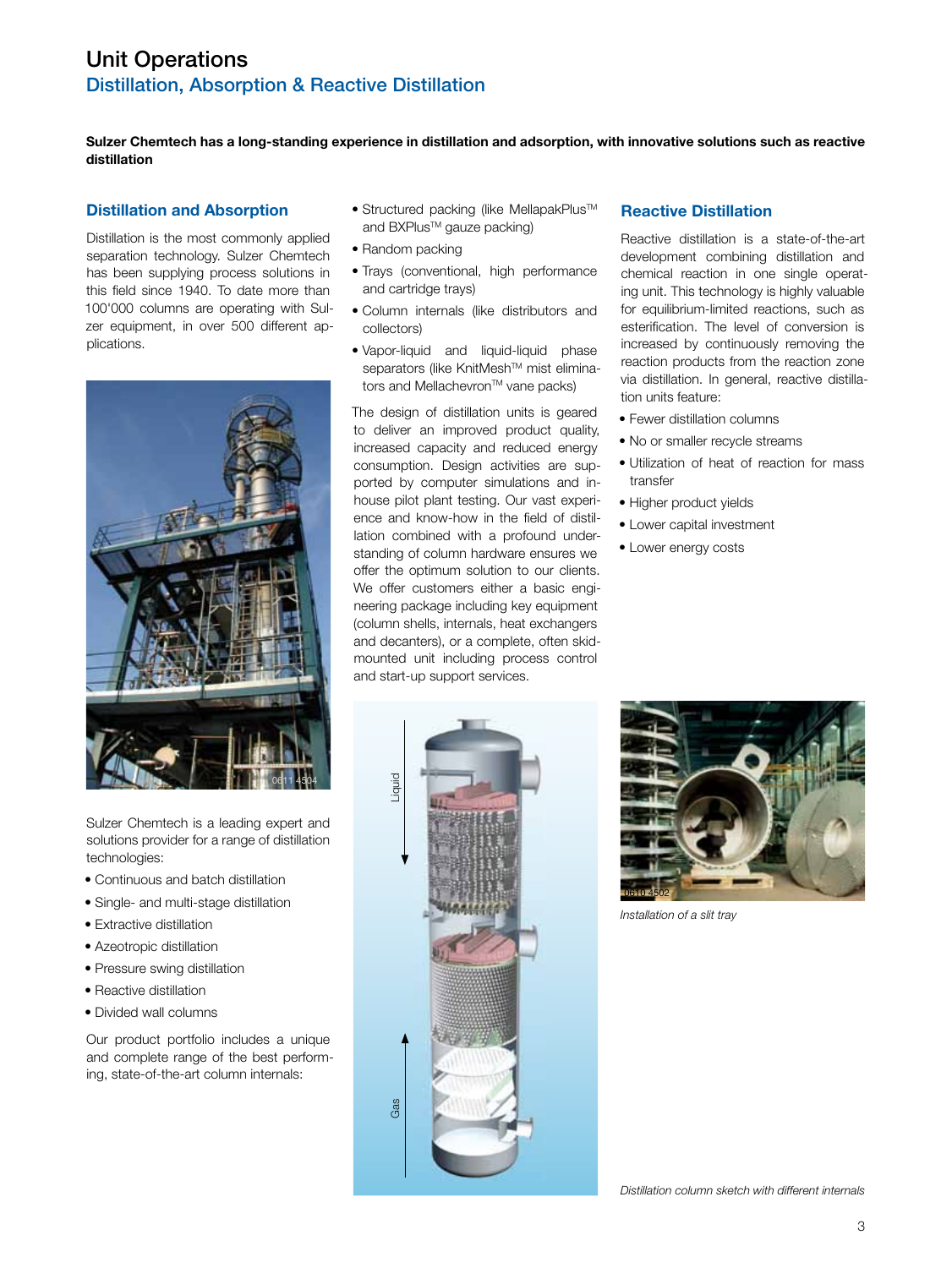# Unit Operations

## Distillation, Absorption & Reactive Distillation

**Sulzer Chemtech has a long-standing experience in distillation and adsorption, with innovative solutions such as reactive distillation**

### Distillation and Absorption

Distillation is the most commonly applied separation technology. Sulzer Chemtech has been supplying process solutions in this field since 1940. To date more than 100'000 columns are operating with Sulzer equipment, in over 500 different applications.

Sulzer Chemtech is a leading expert and solutions provider for a range of distillation technologies:

- Continuous and batch distillation
- Single- and multi-stage distillation
- Extractive distillation
- Azeotropic distillation
- Pressure swing distillation
- Reactive distillation
- Divided wall columns

Our product portfolio includes a unique and complete range of the best performing, state-of-the-art column internals:

- Structured packing (like MellapakPlus™ and BXPlus™ gauze packing)
- Random packing
- Trays (conventional, high performance and cartridge trays)
- Column internals (like distributors and collectors)
- Vapor-liquid and liquid-liquid phase separators (like KnitMesh™ mist eliminators and Mellachevron™ vane packs)

The design of distillation units is geared to deliver an improved product quality, increased capacity and reduced energy consumption. Design activities are supported by computer simulations and in-house pilot plant testing. Our vast experience and know-how in the field of distillation combined with a profound understanding of column hardware ensures we offer the optimum solution to our clients. We offer customers either a basic engineering package including key equipment (column shells, internals, heat exchangers and decanters), or a complete, often skid-mounted unit including process control and start-up support services.

### Reactive Distillation

Reactive distillation is a state-of-the-art development combining distillation and chemical reaction in one single operating unit. This technology is highly valuable for equilibrium-limited reactions, such as esterification. The level of conversion is increased by continuously removing the reaction products from the reaction zone via distillation. In general, reactive distillation units feature:

- Fewer distillation columns
- No or smaller recycle streams
- Utilization of heat of reaction for mass transfer
- Higher product yields
- Lower capital investment
- Lower energy costs

*Installation of a slit tray*

*Distillation column sketch with different internals*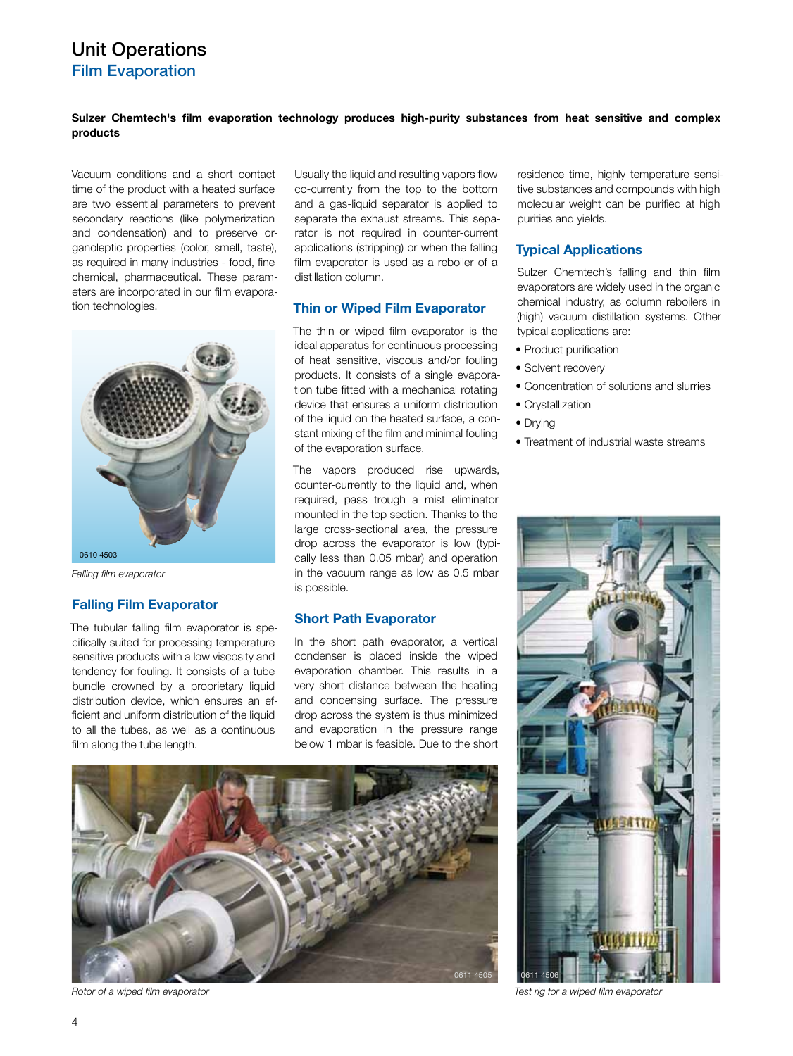# Unit Operations

## Film Evaporation

**Sulzer Chemtech's film evaporation technology produces high-purity substances from heat sensitive and complex products**

Vacuum conditions and a short contact time of the product with a heated surface are two essential parameters to prevent secondary reactions (like polymerization and condensation) and to preserve organoleptic properties (color, smell, taste), as required in many industries - food, fine chemical, pharmaceutical. These parameters are incorporated in our film evaporation technologies.

0610 4503

*Falling film evaporator*

### Falling Film Evaporator

The tubular falling film evaporator is specifically suited for processing temperature sensitive products with a low viscosity and tendency for fouling. It consists of a tube bundle crowned by a proprietary liquid distribution device, which ensures an efficient and uniform distribution of the liquid to all the tubes, as well as a continuous film along the tube length.

Usually the liquid and resulting vapors flow co-currently from the top to the bottom and a gas-liquid separator is applied to separate the exhaust streams. This separator is not required in counter-current applications (stripping) or when the falling film evaporator is used as a reboiler of a distillation column.

### Thin or Wiped Film Evaporator

The thin or wiped film evaporator is the ideal apparatus for continuous processing of heat sensitive, viscous and/or fouling products. It consists of a single evaporation tube fitted with a mechanical rotating device that ensures a uniform distribution of the liquid on the heated surface, a constant mixing of the film and minimal fouling of the evaporation surface.

The vapors produced rise upwards, counter-currently to the liquid and, when required, pass trough a mist eliminator mounted in the top section. Thanks to the large cross-sectional area, the pressure drop across the evaporator is low (typically less than 0.05 mbar) and operation in the vacuum range as low as 0.5 mbar is possible.

### Short Path Evaporator

In the short path evaporator, a vertical condenser is placed inside the wiped evaporation chamber. This results in a very short distance between the heating and condensing surface. The pressure drop across the system is thus minimized and evaporation in the pressure range below 1 mbar is feasible. Due to the short residence time, highly temperature sensitive substances and compounds with high molecular weight can be purified at high purities and yields.

### Typical Applications

Sulzer Chemtech's falling and thin film evaporators are widely used in the organic chemical industry, as column reboilers in (high) vacuum distillation systems. Other typical applications are:

- Product purification
- Solvent recovery
- Concentration of solutions and slurries
- Crystallization
- Drying
- Treatment of industrial waste streams

0611 4505

*Rotor of a wiped film evaporator*

0611 4506

*Test rig for a wiped film evaporator*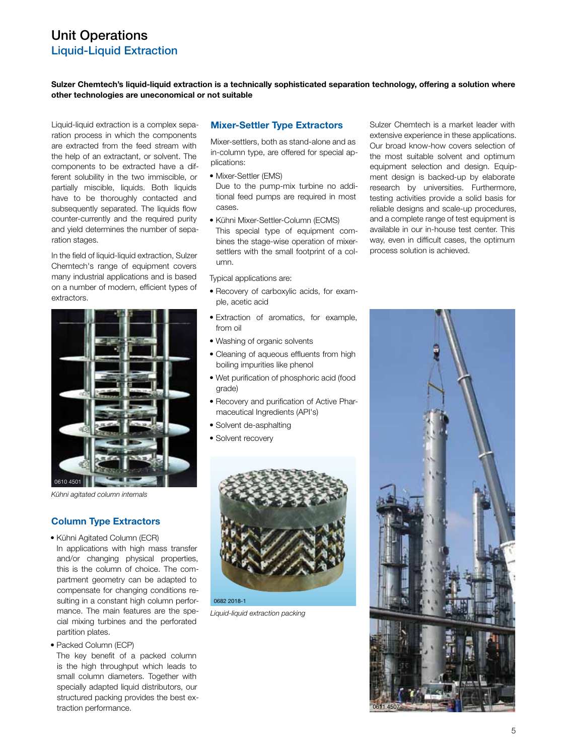# Unit Operations

## Liquid-Liquid Extraction

**Sulzer Chemtech's liquid-liquid extraction is a technically sophisticated separation technology, offering a solution where other technologies are uneconomical or not suitable**

Liquid-liquid extraction is a complex separation process in which the components are extracted from the feed stream with the help of an extractant, or solvent. The components to be extracted have a different solubility in the two immiscible, or partially miscible, liquids. Both liquids have to be thoroughly contacted and subsequently separated. The liquids flow counter-currently and the required purity and yield determines the number of separation stages.

In the field of liquid-liquid extraction, Sulzer Chemtech's range of equipment covers many industrial applications and is based on a number of modern, efficient types of extractors.

*Kühni agitated column internals*

### Column Type Extractors

- Kühni Agitated Column (ECR)
  In applications with high mass transfer and/or changing physical properties, this is the column of choice. The compartment geometry can be adapted to compensate for changing conditions resulting in a constant high column performance. The main features are the special mixing turbines and the perforated partition plates.
- Packed Column (ECP)
  The key benefit of a packed column is the high throughput which leads to small column diameters. Together with specially adapted liquid distributors, our structured packing provides the best extraction performance.

### Mixer-Settler Type Extractors

Mixer-settlers, both as stand-alone and as in-column type, are offered for special applications:

- Mixer-Settler (EMS)
  Due to the pump-mix turbine no additional feed pumps are required in most cases.
- Kühni Mixer-Settler-Column (ECMS)
  This special type of equipment combines the stage-wise operation of mixer-settlers with the small footprint of a column.

Typical applications are:

- Recovery of carboxylic acids, for example, acetic acid
- Extraction of aromatics, for example, from oil
- Washing of organic solvents
- Cleaning of aqueous effluents from high boiling impurities like phenol
- Wet purification of phosphoric acid (food grade)
- Recovery and purification of Active Pharmaceutical Ingredients (API's)
- Solvent de-asphalting
- Solvent recovery

*Liquid-liquid extraction packing*

Sulzer Chemtech is a market leader with extensive experience in these applications. Our broad know-how covers selection of the most suitable solvent and optimum equipment selection and design. Equipment design is backed-up by elaborate research by universities. Furthermore, testing activities provide a solid basis for reliable designs and scale-up procedures, and a complete range of test equipment is available in our in-house test center. This way, even in difficult cases, the optimum process solution is achieved.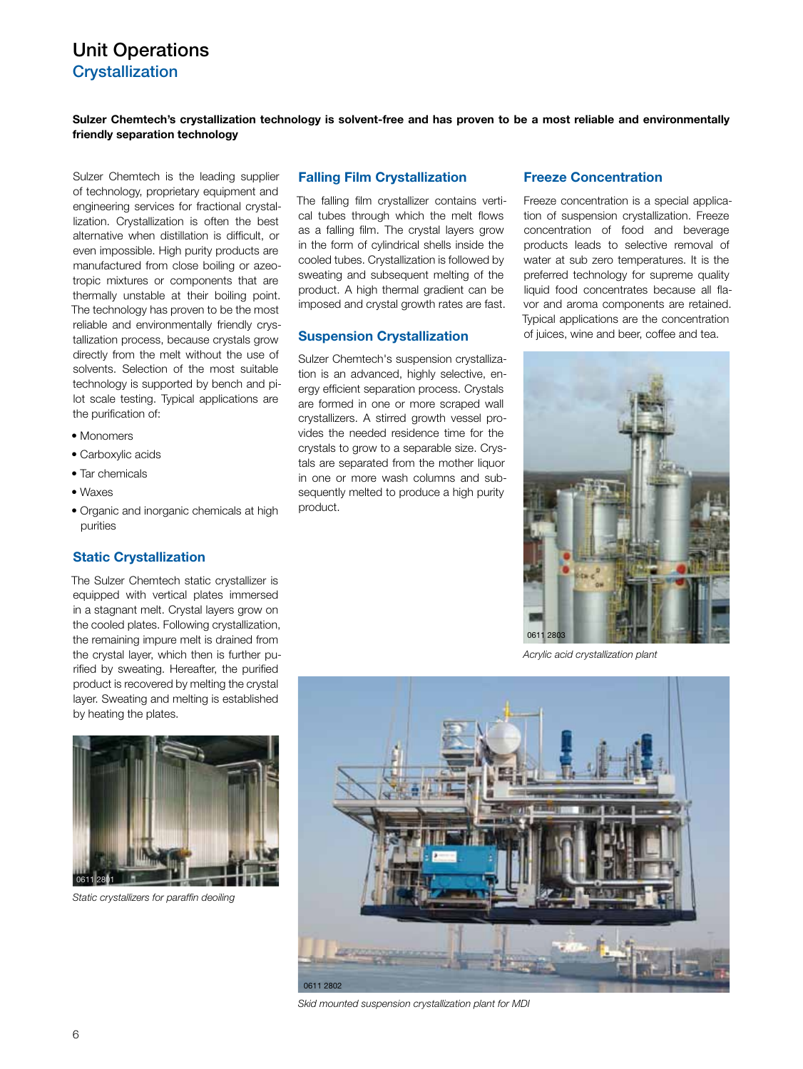# Unit Operations

## Crystallization

**Sulzer Chemtech's crystallization technology is solvent-free and has proven to be a most reliable and environmentally friendly separation technology**

Sulzer Chemtech is the leading supplier of technology, proprietary equipment and engineering services for fractional crystallization. Crystallization is often the best alternative when distillation is difficult, or even impossible. High purity products are manufactured from close boiling or azeotropic mixtures or components that are thermally unstable at their boiling point. The technology has proven to be the most reliable and environmentally friendly crystallization process, because crystals grow directly from the melt without the use of solvents. Selection of the most suitable technology is supported by bench and pilot scale testing. Typical applications are the purification of:

- Monomers
- Carboxylic acids
- Tar chemicals
- Waxes
- Organic and inorganic chemicals at high purities

### Static Crystallization

The Sulzer Chemtech static crystallizer is equipped with vertical plates immersed in a stagnant melt. Crystal layers grow on the cooled plates. Following crystallization, the remaining impure melt is drained from the crystal layer, which then is further purified by sweating. Hereafter, the purified product is recovered by melting the crystal layer. Sweating and melting is established by heating the plates.

0611 2801

*Static crystallizers for paraffin deoiling*

### Falling Film Crystallization

The falling film crystallizer contains vertical tubes through which the melt flows as a falling film. The crystal layers grow in the form of cylindrical shells inside the cooled tubes. Crystallization is followed by sweating and subsequent melting of the product. A high thermal gradient can be imposed and crystal growth rates are fast.

### Suspension Crystallization

Sulzer Chemtech's suspension crystallization is an advanced, highly selective, energy efficient separation process. Crystals are formed in one or more scraped wall crystallizers. A stirred growth vessel provides the needed residence time for the crystals to grow to a separable size. Crystals are separated from the mother liquor in one or more wash columns and subsequently melted to produce a high purity product.

### Freeze Concentration

Freeze concentration is a special application of suspension crystallization. Freeze concentration of food and beverage products leads to selective removal of water at sub zero temperatures. It is the preferred technology for supreme quality liquid food concentrates because all flavor and aroma components are retained. Typical applications are the concentration of juices, wine and beer, coffee and tea.

0611 2803

*Acrylic acid crystallization plant*

0611 2802

*Skid mounted suspension crystallization plant for MDI*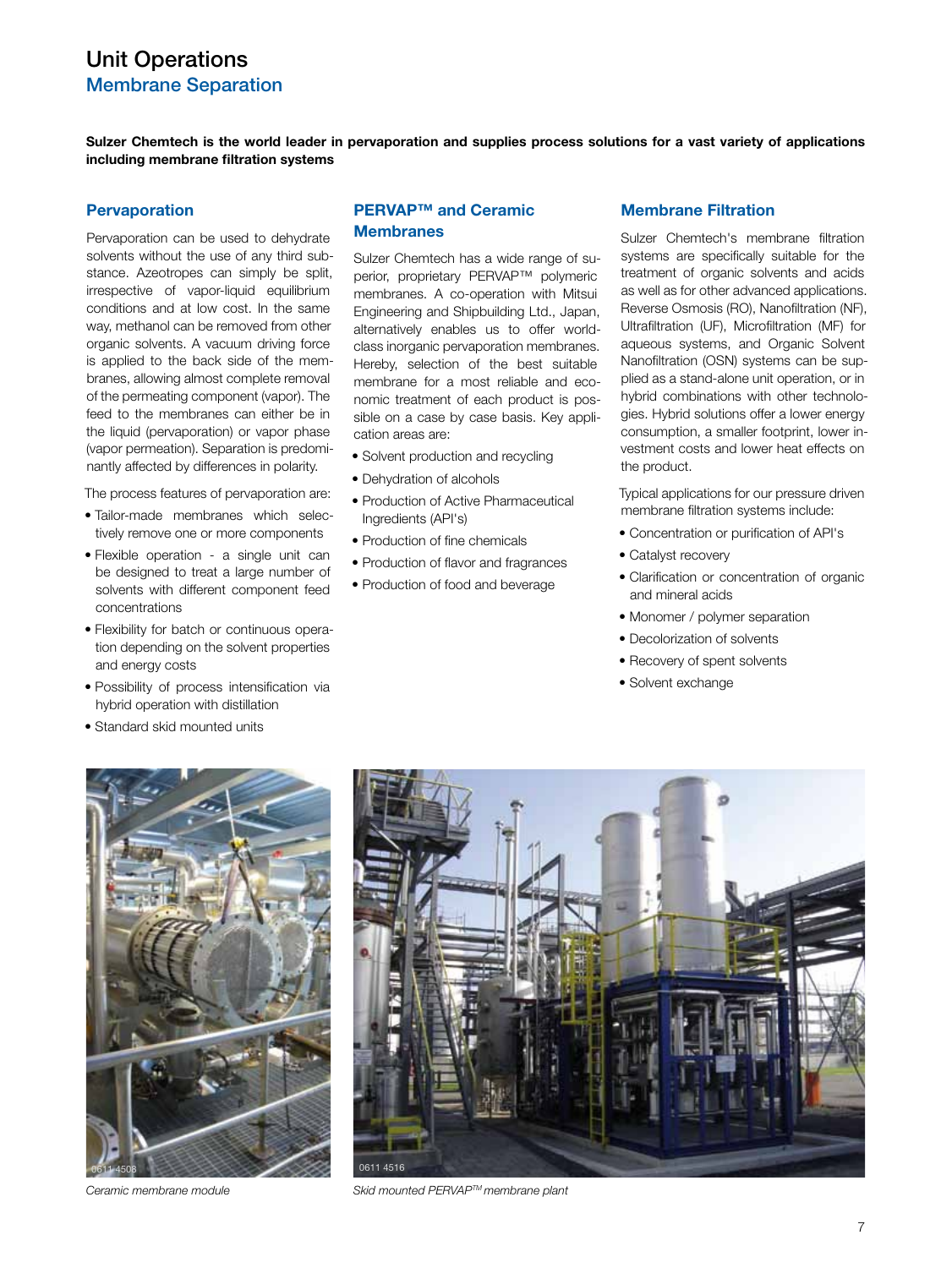# Unit Operations

## Membrane Separation

**Sulzer Chemtech is the world leader in pervaporation and supplies process solutions for a vast variety of applications including membrane filtration systems**

### Pervaporation

Pervaporation can be used to dehydrate solvents without the use of any third substance. Azeotropes can simply be split, irrespective of vapor-liquid equilibrium conditions and at low cost. In the same way, methanol can be removed from other organic solvents. A vacuum driving force is applied to the back side of the membranes, allowing almost complete removal of the permeating component (vapor). The feed to the membranes can either be in the liquid (pervaporation) or vapor phase (vapor permeation). Separation is predominantly affected by differences in polarity.

The process features of pervaporation are:

- Tailor-made membranes which selectively remove one or more components
- Flexible operation - a single unit can be designed to treat a large number of solvents with different component feed concentrations
- Flexibility for batch or continuous operation depending on the solvent properties and energy costs
- Possibility of process intensification via hybrid operation with distillation
- Standard skid mounted units

### PERVAP™ and Ceramic Membranes

Sulzer Chemtech has a wide range of superior, proprietary PERVAP™ polymeric membranes. A co-operation with Mitsui Engineering and Shipbuilding Ltd., Japan, alternatively enables us to offer world-class inorganic pervaporation membranes. Hereby, selection of the best suitable membrane for a most reliable and economic treatment of each product is possible on a case by case basis. Key application areas are:

- Solvent production and recycling
- Dehydration of alcohols
- Production of Active Pharmaceutical Ingredients (API's)
- Production of fine chemicals
- Production of flavor and fragrances
- Production of food and beverage

### Membrane Filtration

Sulzer Chemtech's membrane filtration systems are specifically suitable for the treatment of organic solvents and acids as well as for other advanced applications. Reverse Osmosis (RO), Nanofiltration (NF), Ultrafiltration (UF), Microfiltration (MF) for aqueous systems, and Organic Solvent Nanofiltration (OSN) systems can be supplied as a stand-alone unit operation, or in hybrid combinations with other technologies. Hybrid solutions offer a lower energy consumption, a smaller footprint, lower investment costs and lower heat effects on the product.

Typical applications for our pressure driven membrane filtration systems include:

- Concentration or purification of API's
- Catalyst recovery
- Clarification or concentration of organic and mineral acids
- Monomer / polymer separation
- Decolorization of solvents
- Recovery of spent solvents
- Solvent exchange

*Ceramic membrane module*

*Skid mounted PERVAP™ membrane plant*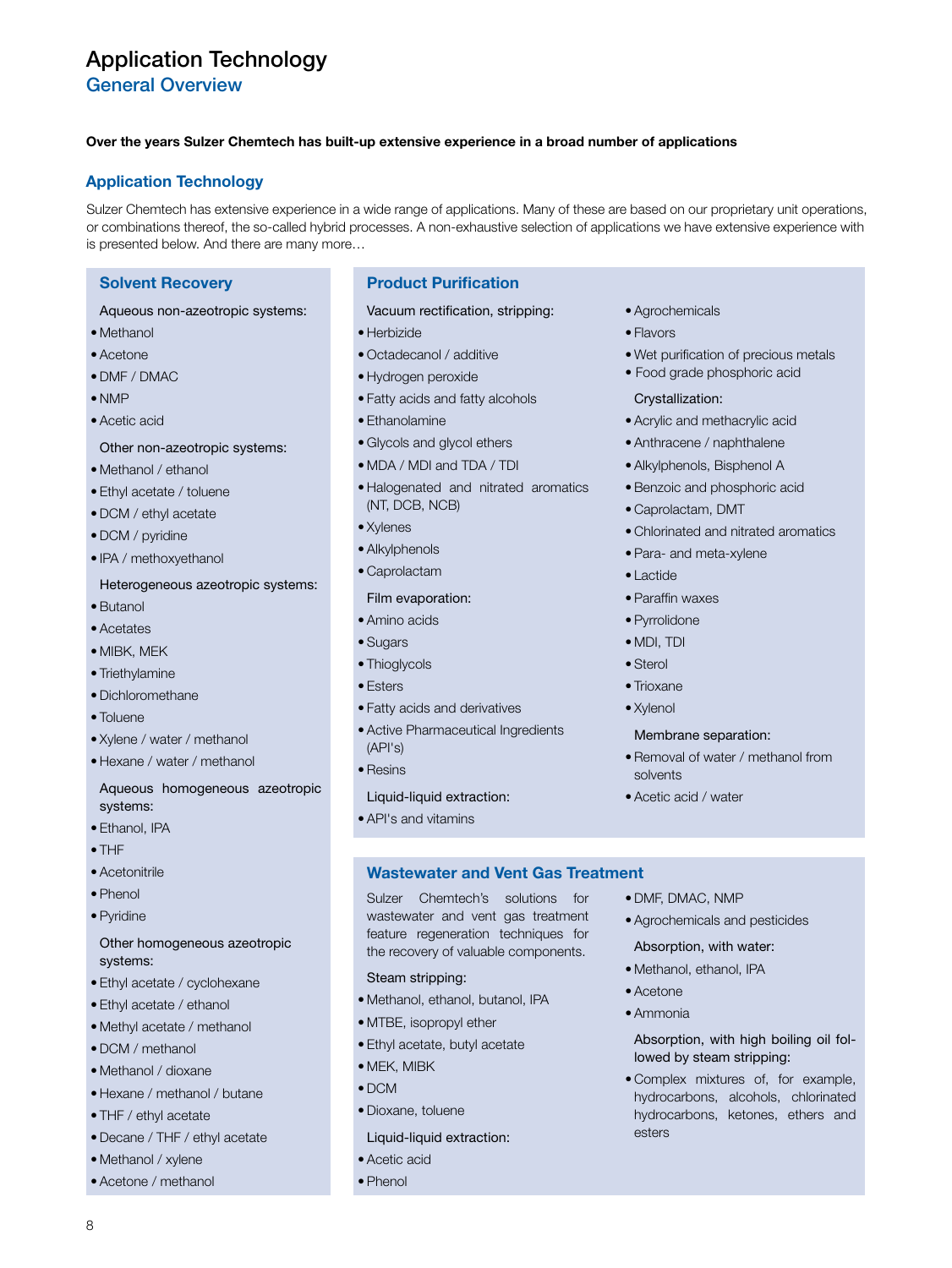# Application Technology

## General Overview

**Over the years Sulzer Chemtech has built-up extensive experience in a broad number of applications**

### Application Technology

Sulzer Chemtech has extensive experience in a wide range of applications. Many of these are based on our proprietary unit operations, or combinations thereof, the so-called hybrid processes. A non-exhaustive selection of applications we have extensive experience with is presented below. And there are many more…

### Solvent Recovery

Aqueous non-azeotropic systems:

- Methanol
- Acetone
- DMF / DMAC
- NMP
- Acetic acid

Other non-azeotropic systems:

- Methanol / ethanol
- Ethyl acetate / toluene
- DCM / ethyl acetate
- DCM / pyridine
- IPA / methoxyethanol

Heterogeneous azeotropic systems:

- Butanol
- Acetates
- MIBK, MEK
- Triethylamine
- Dichloromethane
- Toluene
- Xylene / water / methanol
- Hexane / water / methanol

Aqueous homogeneous azeotropic systems:

- Ethanol, IPA
- THF
- Acetonitrile
- Phenol
- Pyridine

Other homogeneous azeotropic systems:

- Ethyl acetate / cyclohexane
- Ethyl acetate / ethanol
- Methyl acetate / methanol
- DCM / methanol
- Methanol / dioxane
- Hexane / methanol / butane
- THF / ethyl acetate
- Decane / THF / ethyl acetate
- Methanol / xylene
- Acetone / methanol

### Product Purification

Vacuum rectification, stripping:

- Herbizide
- Octadecanol / additive
- Hydrogen peroxide
- Fatty acids and fatty alcohols
- Ethanolamine
- Glycols and glycol ethers
- MDA / MDI and TDA / TDI
- Halogenated and nitrated aromatics (NT, DCB, NCB)
- Xylenes
- Alkylphenols
- Caprolactam

Film evaporation:

- Amino acids
- Sugars
- Thioglycols
- Esters
- Fatty acids and derivatives
- Active Pharmaceutical Ingredients (API's)
- Resins

Liquid-liquid extraction:

- API's and vitamins
- Agrochemicals
- Flavors
- Wet purification of precious metals
- Food grade phosphoric acid

Crystallization:

- Acrylic and methacrylic acid
- Anthracene / naphthalene
- Alkylphenols, Bisphenol A
- Benzoic and phosphoric acid
- Caprolactam, DMT
- Chlorinated and nitrated aromatics
- Para- and meta-xylene
- Lactide
- Paraffin waxes
- Pyrrolidone
- MDI, TDI
- Sterol
- Trioxane
- Xylenol

Membrane separation:

- Removal of water / methanol from solvents
- Acetic acid / water

### Wastewater and Vent Gas Treatment

Sulzer Chemtech's solutions for wastewater and vent gas treatment feature regeneration techniques for the recovery of valuable components.

Steam stripping:

- Methanol, ethanol, butanol, IPA
- MTBE, isopropyl ether
- Ethyl acetate, butyl acetate
- MEK, MIBK
- DCM
- Dioxane, toluene

Liquid-liquid extraction:

- Acetic acid
- Phenol
- DMF, DMAC, NMP
- Agrochemicals and pesticides

Absorption, with water:

- Methanol, ethanol, IPA
- Acetone
- Ammonia

Absorption, with high boiling oil followed by steam stripping:

- Complex mixtures of, for example, hydrocarbons, alcohols, chlorinated hydrocarbons, ketones, ethers and esters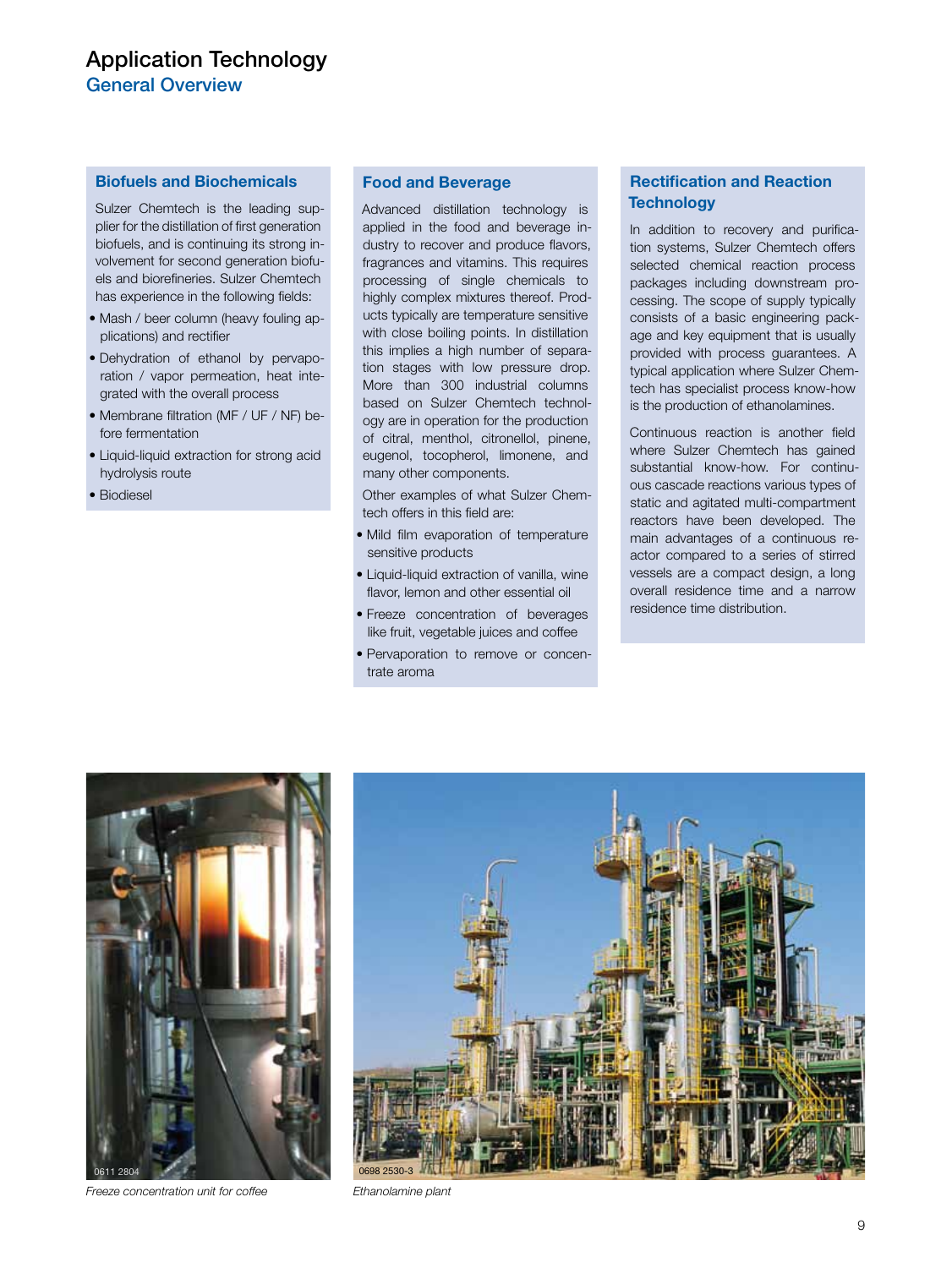# Application Technology

## General Overview

### Biofuels and Biochemicals

Sulzer Chemtech is the leading supplier for the distillation of first generation biofuels, and is continuing its strong involvement for second generation biofuels and biorefineries. Sulzer Chemtech has experience in the following fields:

- Mash / beer column (heavy fouling applications) and rectifier
- Dehydration of ethanol by pervaporation / vapor permeation, heat integrated with the overall process
- Membrane filtration (MF / UF / NF) before fermentation
- Liquid-liquid extraction for strong acid hydrolysis route
- Biodiesel

### Food and Beverage

Advanced distillation technology is applied in the food and beverage industry to recover and produce flavors, fragrances and vitamins. This requires processing of single chemicals to highly complex mixtures thereof. Products typically are temperature sensitive with close boiling points. In distillation this implies a high number of separation stages with low pressure drop. More than 300 industrial columns based on Sulzer Chemtech technology are in operation for the production of citral, menthol, citronellol, pinene, eugenol, tocopherol, limonene, and many other components.

Other examples of what Sulzer Chemtech offers in this field are:

- Mild film evaporation of temperature sensitive products
- Liquid-liquid extraction of vanilla, wine flavor, lemon and other essential oil
- Freeze concentration of beverages like fruit, vegetable juices and coffee
- Pervaporation to remove or concentrate aroma

### Rectification and Reaction Technology

In addition to recovery and purification systems, Sulzer Chemtech offers selected chemical reaction process packages including downstream processing. The scope of supply typically consists of a basic engineering package and key equipment that is usually provided with process guarantees. A typical application where Sulzer Chemtech has specialist process know-how is the production of ethanolamines.

Continuous reaction is another field where Sulzer Chemtech has gained substantial know-how. For continuous cascade reactions various types of static and agitated multi-compartment reactors have been developed. The main advantages of a continuous reactor compared to a series of stirred vessels are a compact design, a long overall residence time and a narrow residence time distribution.

0611 2804

*Freeze concentration unit for coffee*

0698 2530-3

*Ethanolamine plant*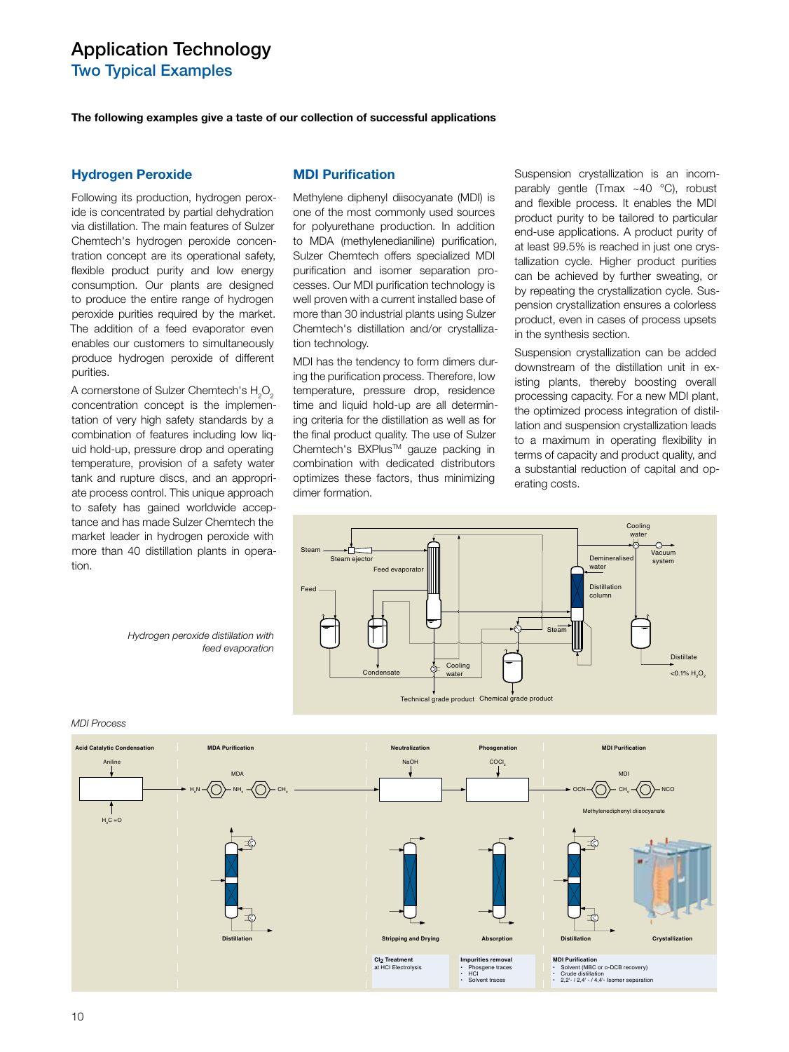# Application Technology

## Two Typical Examples

**The following examples give a taste of our collection of successful applications**

### Hydrogen Peroxide

Following its production, hydrogen peroxide is concentrated by partial dehydration via distillation. The main features of Sulzer Chemtech's hydrogen peroxide concentration concept are its operational safety, flexible product purity and low energy consumption. Our plants are designed to produce the entire range of hydrogen peroxide purities required by the market. The addition of a feed evaporator even enables our customers to simultaneously produce hydrogen peroxide of different purities.

A cornerstone of Sulzer Chemtech's $H_2O_2$ concentration concept is the implementation of very high safety standards by a combination of features including low liquid hold-up, pressure drop and operating temperature, provision of a safety water tank and rupture discs, and an appropriate process control. This unique approach to safety has gained worldwide acceptance and has made Sulzer Chemtech the market leader in hydrogen peroxide with more than 40 distillation plants in operation.

### MDI Purification

Methylene diphenyl diisocyanate (MDI) is one of the most commonly used sources for polyurethane production. In addition to MDA (methylenedianiline) purification, Sulzer Chemtech offers specialized MDI purification and isomer separation processes. Our MDI purification technology is well proven with a current installed base of more than 30 industrial plants using Sulzer Chemtech's distillation and/or crystallization technology.

MDI has the tendency to form dimers during the purification process. Therefore, low temperature, pressure drop, residence time and liquid hold-up are all determining criteria for the distillation as well as for the final product quality. The use of Sulzer Chemtech's BXPlus™ gauze packing in combination with dedicated distributors optimizes these factors, thus minimizing dimer formation.

Suspension crystallization is an incomparably gentle (Tmax ~40 °C), robust and flexible process. It enables the MDI product purity to be tailored to particular end-use applications. A product purity of at least 99.5% is reached in just one crystallization cycle. Higher product purities can be achieved by further sweating, or by repeating the crystallization cycle. Suspension crystallization ensures a colorless product, even in cases of process upsets in the synthesis section.

Suspension crystallization can be added downstream of the distillation unit in existing plants, thereby boosting overall processing capacity. For a new MDI plant, the optimized process integration of distillation and suspension crystallization leads to a maximum in operating flexibility in terms of capacity and product quality, and a substantial reduction of capital and operating costs.

*Hydrogen peroxide distillation with feed evaporation*

Steam, Steam ejector, Feed evaporator, Feed, Condensate, Cooling water, Technical grade product, Chemical grade product, Steam, Distillation column, Demineralised water, Cooling water, Vacuum system, Distillate <0.1% $H_2O_2$

*MDI Process*

Acid Catalytic Condensation: Aniline, $H_2C=O$

MDA Purification: MDA ($H_2N$–⟨⟩–$CH_2$–⟨⟩–$NH_2$), Distillation

Neutralization: NaOH, Stripping and Drying

Phosgenation: $COCl_2$, Absorption

MDI Purification: MDI (OCN–⟨⟩–$CH_2$–⟨⟩–NCO), Methylenediphenyl diisocyanate, Distillation, Crystallization

**$Cl_2$ Treatment**
at HCl Electrolysis

**Impurities removal**
- Phosgene traces
- HCl
- Solvent traces

**MDI Purification**
- Solvent (MBC or o-DCB recovery)
- Crude distillation
- 2,2'- / 2,4'- / 4,4'- Isomer separation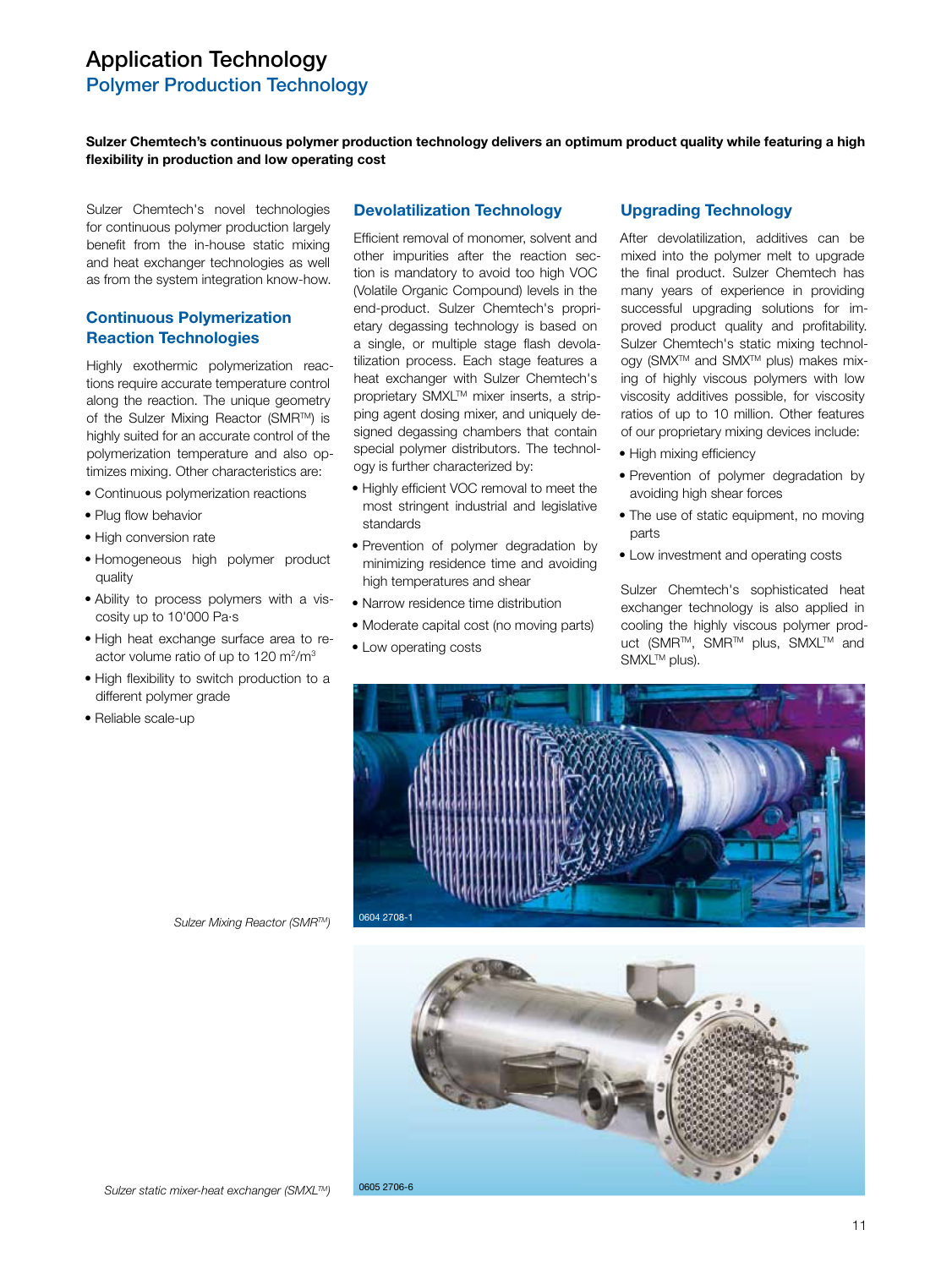# Application Technology

## Polymer Production Technology

**Sulzer Chemtech's continuous polymer production technology delivers an optimum product quality while featuring a high flexibility in production and low operating cost**

Sulzer Chemtech's novel technologies for continuous polymer production largely benefit from the in-house static mixing and heat exchanger technologies as well as from the system integration know-how.

### Continuous Polymerization Reaction Technologies

Highly exothermic polymerization reactions require accurate temperature control along the reaction. The unique geometry of the Sulzer Mixing Reactor (SMR™) is highly suited for an accurate control of the polymerization temperature and also optimizes mixing. Other characteristics are:

- Continuous polymerization reactions
- Plug flow behavior
- High conversion rate
- Homogeneous high polymer product quality
- Ability to process polymers with a viscosity up to 10'000 Pa·s
- High heat exchange surface area to reactor volume ratio of up to 120 $m^2/m^3$
- High flexibility to switch production to a different polymer grade
- Reliable scale-up

### Devolatilization Technology

Efficient removal of monomer, solvent and other impurities after the reaction section is mandatory to avoid too high VOC (Volatile Organic Compound) levels in the end-product. Sulzer Chemtech's proprietary degassing technology is based on a single, or multiple stage flash devolatilization process. Each stage features a heat exchanger with Sulzer Chemtech's proprietary SMXL™ mixer inserts, a stripping agent dosing mixer, and uniquely designed degassing chambers that contain special polymer distributors. The technology is further characterized by:

- Highly efficient VOC removal to meet the most stringent industrial and legislative standards
- Prevention of polymer degradation by minimizing residence time and avoiding high temperatures and shear
- Narrow residence time distribution
- Moderate capital cost (no moving parts)
- Low operating costs

### Upgrading Technology

After devolatilization, additives can be mixed into the polymer melt to upgrade the final product. Sulzer Chemtech has many years of experience in providing successful upgrading solutions for improved product quality and profitability. Sulzer Chemtech's static mixing technology (SMX™ and SMX™ plus) makes mixing of highly viscous polymers with low viscosity additives possible, for viscosity ratios of up to 10 million. Other features of our proprietary mixing devices include:

- High mixing efficiency
- Prevention of polymer degradation by avoiding high shear forces
- The use of static equipment, no moving parts
- Low investment and operating costs

Sulzer Chemtech's sophisticated heat exchanger technology is also applied in cooling the highly viscous polymer product (SMR™, SMR™ plus, SMXL™ and SMXL™ plus).

0604 2708-1

*Sulzer Mixing Reactor (SMR™)*

0605 2706-6

*Sulzer static mixer-heat exchanger (SMXL™)*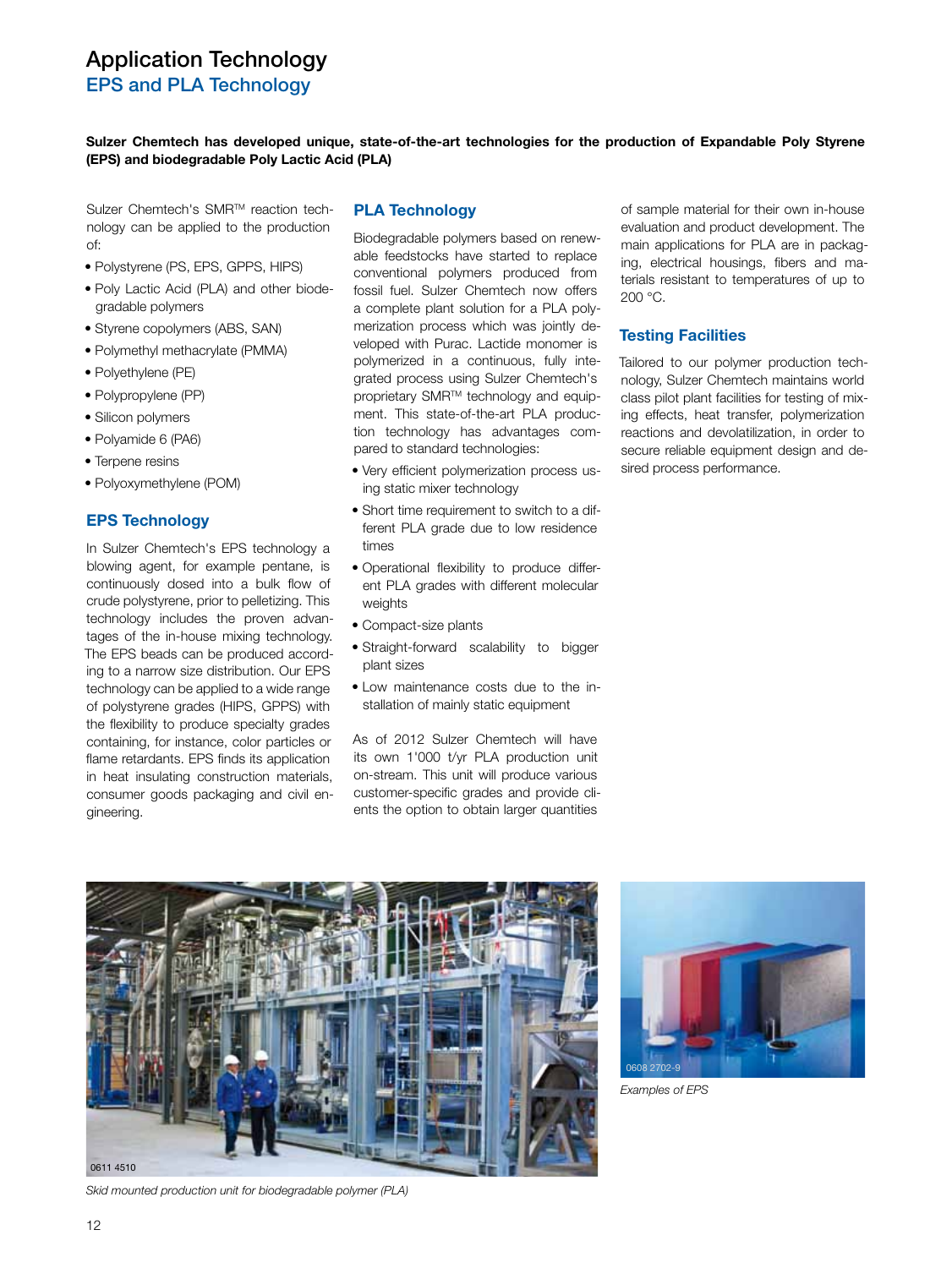# Application Technology

## EPS and PLA Technology

**Sulzer Chemtech has developed unique, state-of-the-art technologies for the production of Expandable Poly Styrene (EPS) and biodegradable Poly Lactic Acid (PLA)**

Sulzer Chemtech's SMR™ reaction technology can be applied to the production of:

- Polystyrene (PS, EPS, GPPS, HIPS)
- Poly Lactic Acid (PLA) and other biodegradable polymers
- Styrene copolymers (ABS, SAN)
- Polymethyl methacrylate (PMMA)
- Polyethylene (PE)
- Polypropylene (PP)
- Silicon polymers
- Polyamide 6 (PA6)
- Terpene resins
- Polyoxymethylene (POM)

### EPS Technology

In Sulzer Chemtech's EPS technology a blowing agent, for example pentane, is continuously dosed into a bulk flow of crude polystyrene, prior to pelletizing. This technology includes the proven advantages of the in-house mixing technology. The EPS beads can be produced according to a narrow size distribution. Our EPS technology can be applied to a wide range of polystyrene grades (HIPS, GPPS) with the flexibility to produce specialty grades containing, for instance, color particles or flame retardants. EPS finds its application in heat insulating construction materials, consumer goods packaging and civil engineering.

### PLA Technology

Biodegradable polymers based on renewable feedstocks have started to replace conventional polymers produced from fossil fuel. Sulzer Chemtech now offers a complete plant solution for a PLA polymerization process which was jointly developed with Purac. Lactide monomer is polymerized in a continuous, fully integrated process using Sulzer Chemtech's proprietary SMR™ technology and equipment. This state-of-the-art PLA production technology has advantages compared to standard technologies:

- Very efficient polymerization process using static mixer technology
- Short time requirement to switch to a different PLA grade due to low residence times
- Operational flexibility to produce different PLA grades with different molecular weights
- Compact-size plants
- Straight-forward scalability to bigger plant sizes
- Low maintenance costs due to the installation of mainly static equipment

As of 2012 Sulzer Chemtech will have its own 1'000 t/yr PLA production unit on-stream. This unit will produce various customer-specific grades and provide clients the option to obtain larger quantities of sample material for their own in-house evaluation and product development. The main applications for PLA are in packaging, electrical housings, fibers and materials resistant to temperatures of up to 200 °C.

### Testing Facilities

Tailored to our polymer production technology, Sulzer Chemtech maintains world class pilot plant facilities for testing of mixing effects, heat transfer, polymerization reactions and devolatilization, in order to secure reliable equipment design and desired process performance.

*Skid mounted production unit for biodegradable polymer (PLA)*

*Examples of EPS*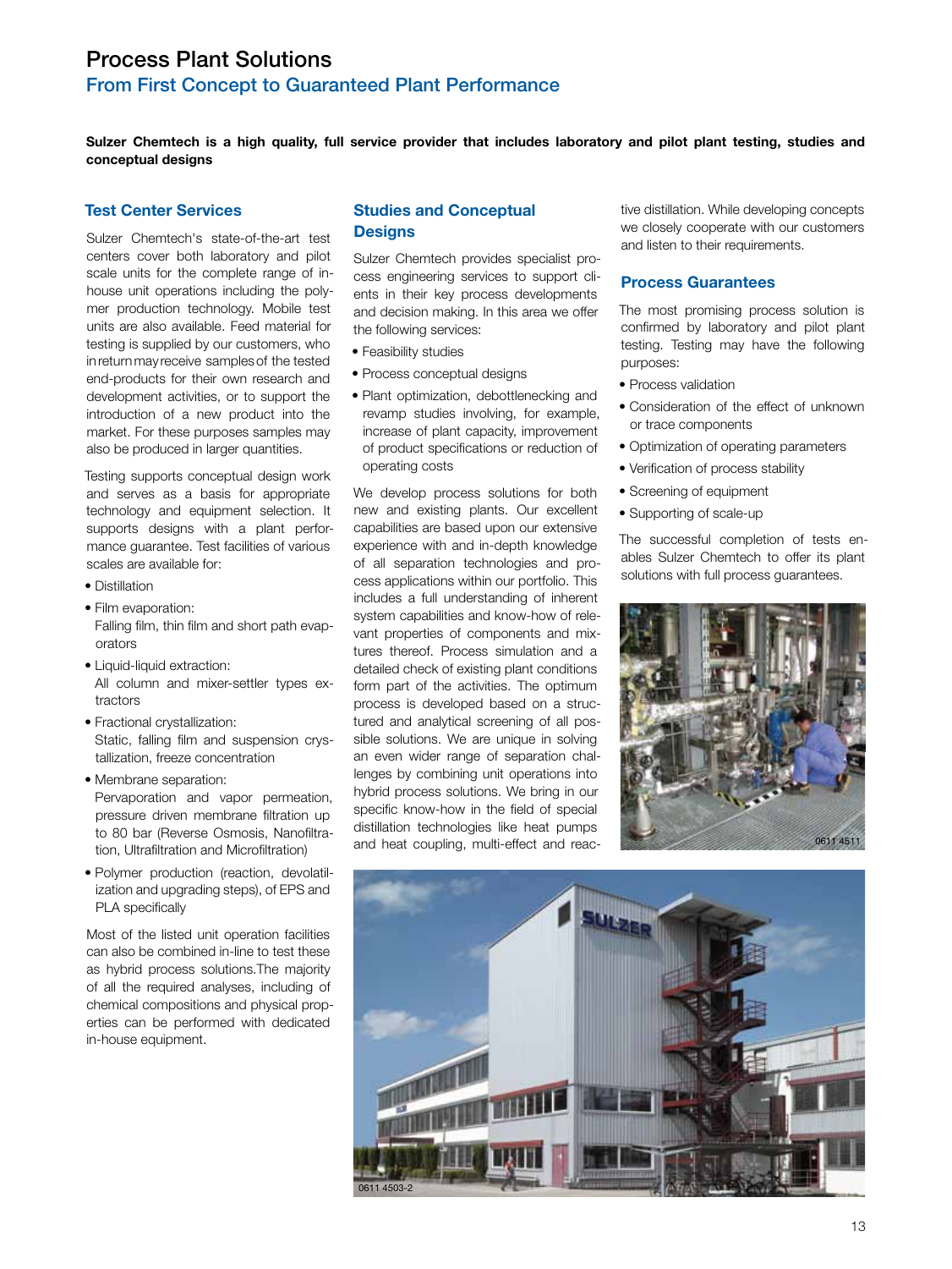# Process Plant Solutions

## From First Concept to Guaranteed Plant Performance

**Sulzer Chemtech is a high quality, full service provider that includes laboratory and pilot plant testing, studies and conceptual designs**

### Test Center Services

Sulzer Chemtech's state-of-the-art test centers cover both laboratory and pilot scale units for the complete range of in-house unit operations including the polymer production technology. Mobile test units are also available. Feed material for testing is supplied by our customers, who in return may receive samples of the tested end-products for their own research and development activities, or to support the introduction of a new product into the market. For these purposes samples may also be produced in larger quantities.

Testing supports conceptual design work and serves as a basis for appropriate technology and equipment selection. It supports designs with a plant performance guarantee. Test facilities of various scales are available for:

- Distillation
- Film evaporation:
  Falling film, thin film and short path evaporators
- Liquid-liquid extraction:
  All column and mixer-settler types extractors
- Fractional crystallization:
  Static, falling film and suspension crystallization, freeze concentration
- Membrane separation:
  Pervaporation and vapor permeation, pressure driven membrane filtration up to 80 bar (Reverse Osmosis, Nanofiltration, Ultrafiltration and Microfiltration)
- Polymer production (reaction, devolatilization and upgrading steps), of EPS and PLA specifically

Most of the listed unit operation facilities can also be combined in-line to test these as hybrid process solutions.The majority of all the required analyses, including of chemical compositions and physical properties can be performed with dedicated in-house equipment.

### Studies and Conceptual Designs

Sulzer Chemtech provides specialist process engineering services to support clients in their key process developments and decision making. In this area we offer the following services:

- Feasibility studies
- Process conceptual designs
- Plant optimization, debottlenecking and revamp studies involving, for example, increase of plant capacity, improvement of product specifications or reduction of operating costs

We develop process solutions for both new and existing plants. Our excellent capabilities are based upon our extensive experience with and in-depth knowledge of all separation technologies and process applications within our portfolio. This includes a full understanding of inherent system capabilities and know-how of relevant properties of components and mixtures thereof. Process simulation and a detailed check of existing plant conditions form part of the activities. The optimum process is developed based on a structured and analytical screening of all possible solutions. We are unique in solving an even wider range of separation challenges by combining unit operations into hybrid process solutions. We bring in our specific know-how in the field of special distillation technologies like heat pumps and heat coupling, multi-effect and reactive distillation. While developing concepts we closely cooperate with our customers and listen to their requirements.

### Process Guarantees

The most promising process solution is confirmed by laboratory and pilot plant testing. Testing may have the following purposes:

- Process validation
- Consideration of the effect of unknown or trace components
- Optimization of operating parameters
- Verification of process stability
- Screening of equipment
- Supporting of scale-up

The successful completion of tests enables Sulzer Chemtech to offer its plant solutions with full process guarantees.

0611 4511

0611 4503-2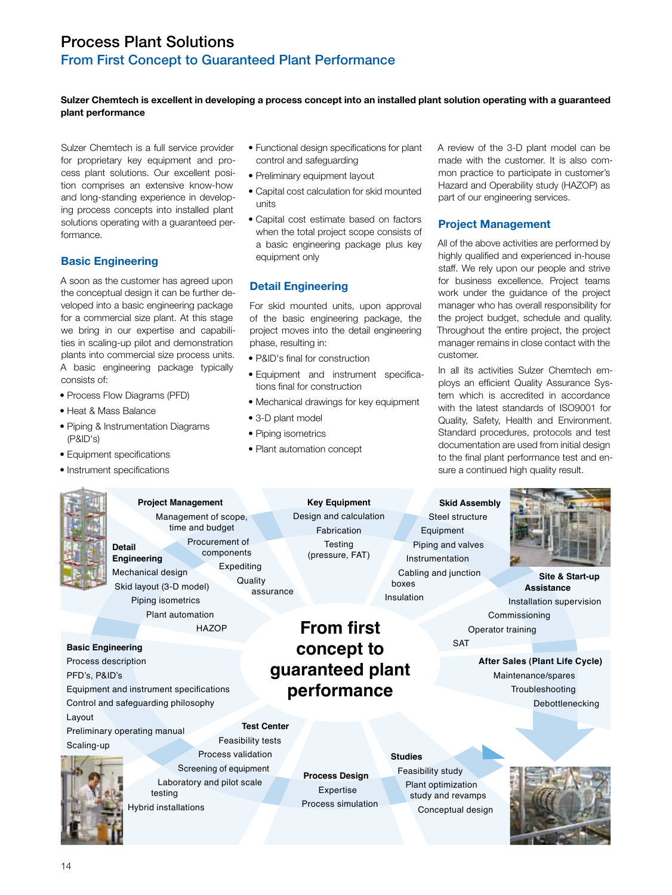# Process Plant Solutions

## From First Concept to Guaranteed Plant Performance

**Sulzer Chemtech is excellent in developing a process concept into an installed plant solution operating with a guaranteed plant performance**

Sulzer Chemtech is a full service provider for proprietary key equipment and process plant solutions. Our excellent position comprises an extensive know-how and long-standing experience in developing process concepts into installed plant solutions operating with a guaranteed performance.

### Basic Engineering

A soon as the customer has agreed upon the conceptual design it can be further developed into a basic engineering package for a commercial size plant. At this stage we bring in our expertise and capabilities in scaling-up pilot and demonstration plants into commercial size process units. A basic engineering package typically consists of:

- Process Flow Diagrams (PFD)
- Heat & Mass Balance
- Piping & Instrumentation Diagrams (P&ID's)
- Equipment specifications
- Instrument specifications
- Functional design specifications for plant control and safeguarding
- Preliminary equipment layout
- Capital cost calculation for skid mounted units
- Capital cost estimate based on factors when the total project scope consists of a basic engineering package plus key equipment only

### Detail Engineering

For skid mounted units, upon approval of the basic engineering package, the project moves into the detail engineering phase, resulting in:

- P&ID's final for construction
- Equipment and instrument specifications final for construction
- Mechanical drawings for key equipment
- 3-D plant model
- Piping isometrics
- Plant automation concept

A review of the 3-D plant model can be made with the customer. It is also common practice to participate in customer's Hazard and Operability study (HAZOP) as part of our engineering services.

### Project Management

All of the above activities are performed by highly qualified and experienced in-house staff. We rely upon our people and strive for business excellence. Project teams work under the guidance of the project manager who has overall responsibility for the project budget, schedule and quality. Throughout the entire project, the project manager remains in close contact with the customer.

In all its activities Sulzer Chemtech employs an efficient Quality Assurance System which is accredited in accordance with the latest standards of ISO9001 for Quality, Safety, Health and Environment. Standard procedures, protocols and test documentation are used from initial design to the final plant performance test and ensure a continued high quality result.

**From first concept to guaranteed plant performance**

**Process Design**
Expertise
Process simulation

**Studies**
Feasibility study
Plant optimization study and revamps
Conceptual design

**Test Center**
Feasibility tests
Process validation
Screening of equipment
Laboratory and pilot scale testing
Hybrid installations

**Basic Engineering**
Process description
PFD's, P&ID's
Equipment and instrument specifications
Control and safeguarding philosophy
Layout
Preliminary operating manual
Scaling-up

**Detail Engineering**
Mechanical design
Skid layout (3-D model)
Piping isometrics
Plant automation
HAZOP

**Project Management**
Management of scope, time and budget
Procurement of components
Expediting
Quality assurance

**Key Equipment**
Design and calculation
Fabrication
Testing (pressure, FAT)

**Skid Assembly**
Steel structure
Equipment
Piping and valves
Instrumentation
Cabling and junction boxes
Insulation

**Site & Start-up Assistance**
Installation supervision
Commissioning
Operator training
SAT

**After Sales (Plant Life Cycle)**
Maintenance/spares
Troubleshooting
Debottlenecking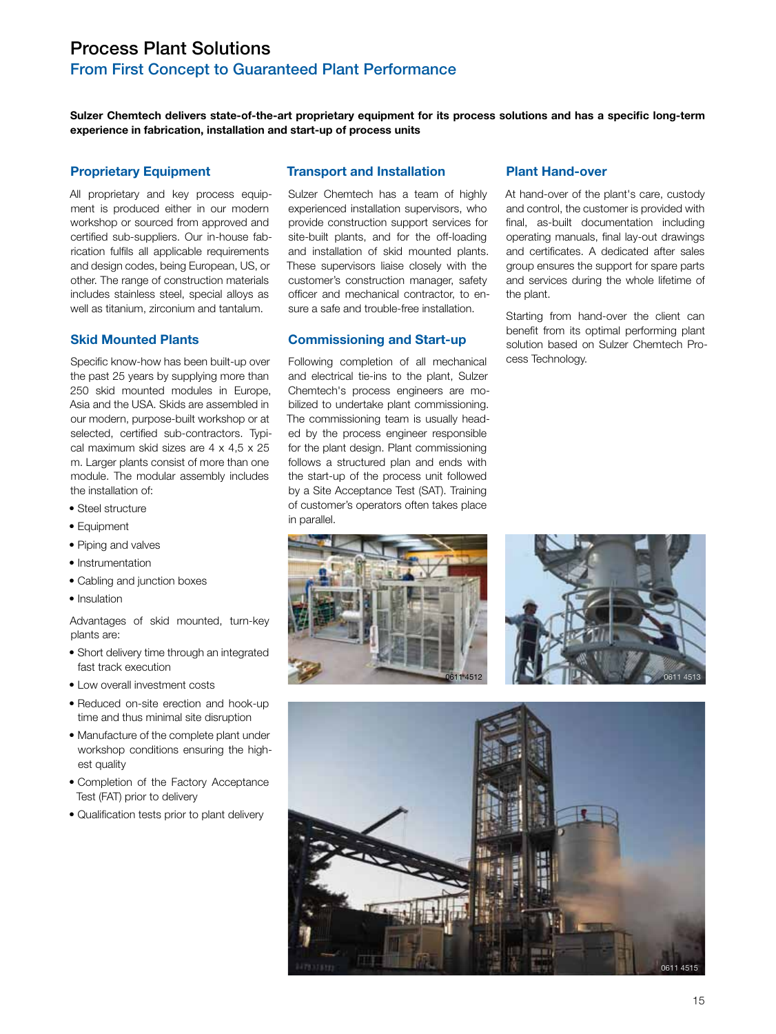# Process Plant Solutions

## From First Concept to Guaranteed Plant Performance

**Sulzer Chemtech delivers state-of-the-art proprietary equipment for its process solutions and has a specific long-term experience in fabrication, installation and start-up of process units**

### Proprietary Equipment

All proprietary and key process equipment is produced either in our modern workshop or sourced from approved and certified sub-suppliers. Our in-house fabrication fulfils all applicable requirements and design codes, being European, US, or other. The range of construction materials includes stainless steel, special alloys as well as titanium, zirconium and tantalum.

### Skid Mounted Plants

Specific know-how has been built-up over the past 25 years by supplying more than 250 skid mounted modules in Europe, Asia and the USA. Skids are assembled in our modern, purpose-built workshop or at selected, certified sub-contractors. Typical maximum skid sizes are 4 x 4,5 x 25 m. Larger plants consist of more than one module. The modular assembly includes the installation of:

- Steel structure
- Equipment
- Piping and valves
- Instrumentation
- Cabling and junction boxes
- Insulation

Advantages of skid mounted, turn-key plants are:

- Short delivery time through an integrated fast track execution
- Low overall investment costs
- Reduced on-site erection and hook-up time and thus minimal site disruption
- Manufacture of the complete plant under workshop conditions ensuring the highest quality
- Completion of the Factory Acceptance Test (FAT) prior to delivery
- Qualification tests prior to plant delivery

### Transport and Installation

Sulzer Chemtech has a team of highly experienced installation supervisors, who provide construction support services for site-built plants, and for the off-loading and installation of skid mounted plants. These supervisors liaise closely with the customer's construction manager, safety officer and mechanical contractor, to ensure a safe and trouble-free installation.

### Commissioning and Start-up

Following completion of all mechanical and electrical tie-ins to the plant, Sulzer Chemtech's process engineers are mobilized to undertake plant commissioning. The commissioning team is usually headed by the process engineer responsible for the plant design. Plant commissioning follows a structured plan and ends with the start-up of the process unit followed by a Site Acceptance Test (SAT). Training of customer's operators often takes place in parallel.

### Plant Hand-over

At hand-over of the plant's care, custody and control, the customer is provided with final, as-built documentation including operating manuals, final lay-out drawings and certificates. A dedicated after sales group ensures the support for spare parts and services during the whole lifetime of the plant.

Starting from hand-over the client can benefit from its optimal performing plant solution based on Sulzer Chemtech Process Technology.

0611 4512

0611 4513

0611 4515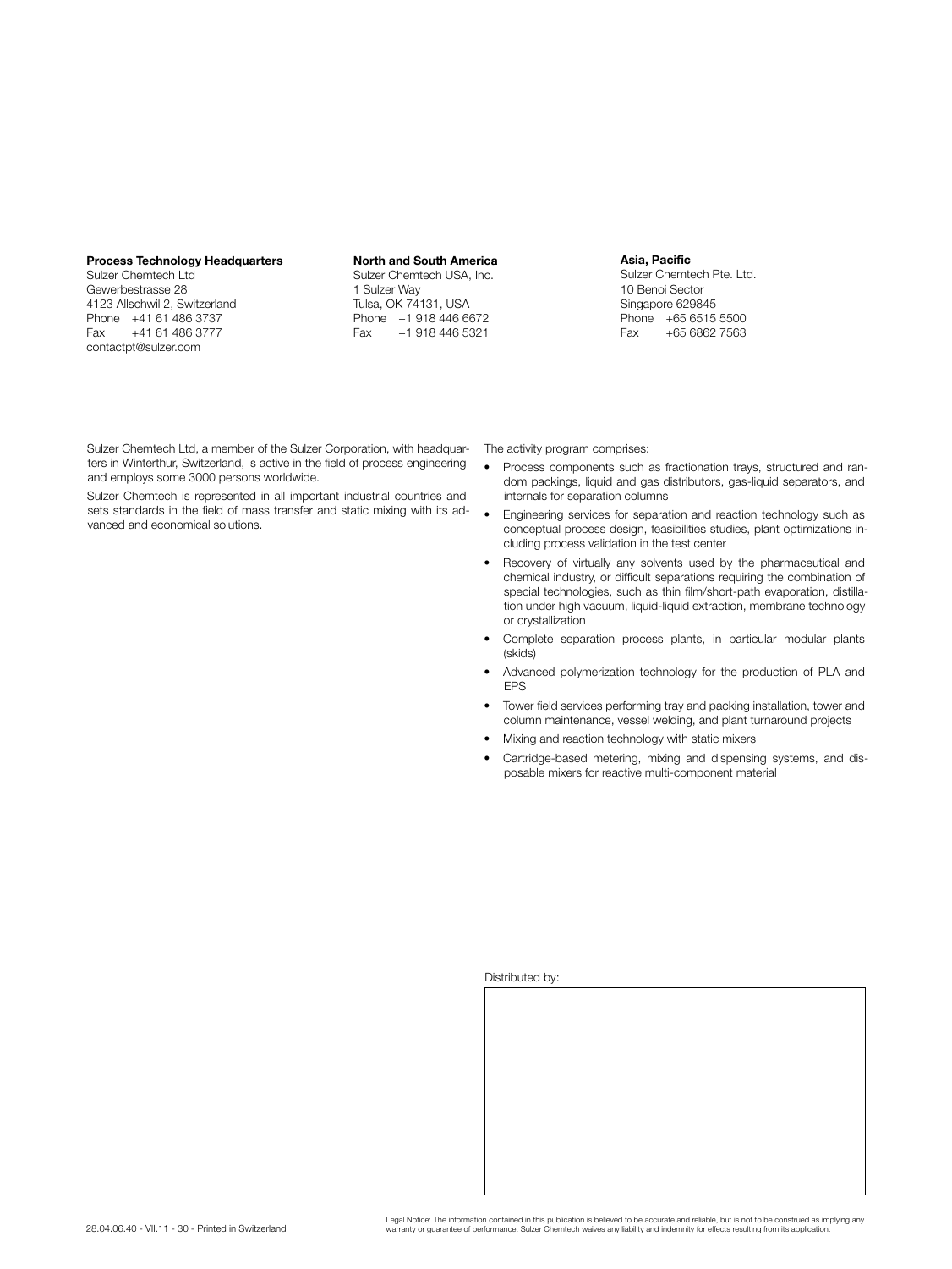**Process Technology Headquarters**
Sulzer Chemtech Ltd
Gewerbestrasse 28
4123 Allschwil 2, Switzerland
Phone +41 61 486 3737
Fax +41 61 486 3777
contactpt@sulzer.com

**North and South America**
Sulzer Chemtech USA, Inc.
1 Sulzer Way
Tulsa, OK 74131, USA
Phone +1 918 446 6672
Fax +1 918 446 5321

**Asia, Pacific**
Sulzer Chemtech Pte. Ltd.
10 Benoi Sector
Singapore 629845
Phone +65 6515 5500
Fax +65 6862 7563

Sulzer Chemtech Ltd, a member of the Sulzer Corporation, with headquarters in Winterthur, Switzerland, is active in the field of process engineering and employs some 3000 persons worldwide.

Sulzer Chemtech is represented in all important industrial countries and sets standards in the field of mass transfer and static mixing with its advanced and economical solutions.

The activity program comprises:

- Process components such as fractionation trays, structured and random packings, liquid and gas distributors, gas-liquid separators, and internals for separation columns
- Engineering services for separation and reaction technology such as conceptual process design, feasibilities studies, plant optimizations including process validation in the test center
- Recovery of virtually any solvents used by the pharmaceutical and chemical industry, or difficult separations requiring the combination of special technologies, such as thin film/short-path evaporation, distillation under high vacuum, liquid-liquid extraction, membrane technology or crystallization
- Complete separation process plants, in particular modular plants (skids)
- Advanced polymerization technology for the production of PLA and EPS
- Tower field services performing tray and packing installation, tower and column maintenance, vessel welding, and plant turnaround projects
- Mixing and reaction technology with static mixers
- Cartridge-based metering, mixing and dispensing systems, and disposable mixers for reactive multi-component material

Distributed by:

28.04.06.40 - VII.11 - 30 - Printed in Switzerland

Legal Notice: The information contained in this publication is believed to be accurate and reliable, but is not to be construed as implying any warranty or guarantee of performance. Sulzer Chemtech waives any liability and indemnity for effects resulting from its application.